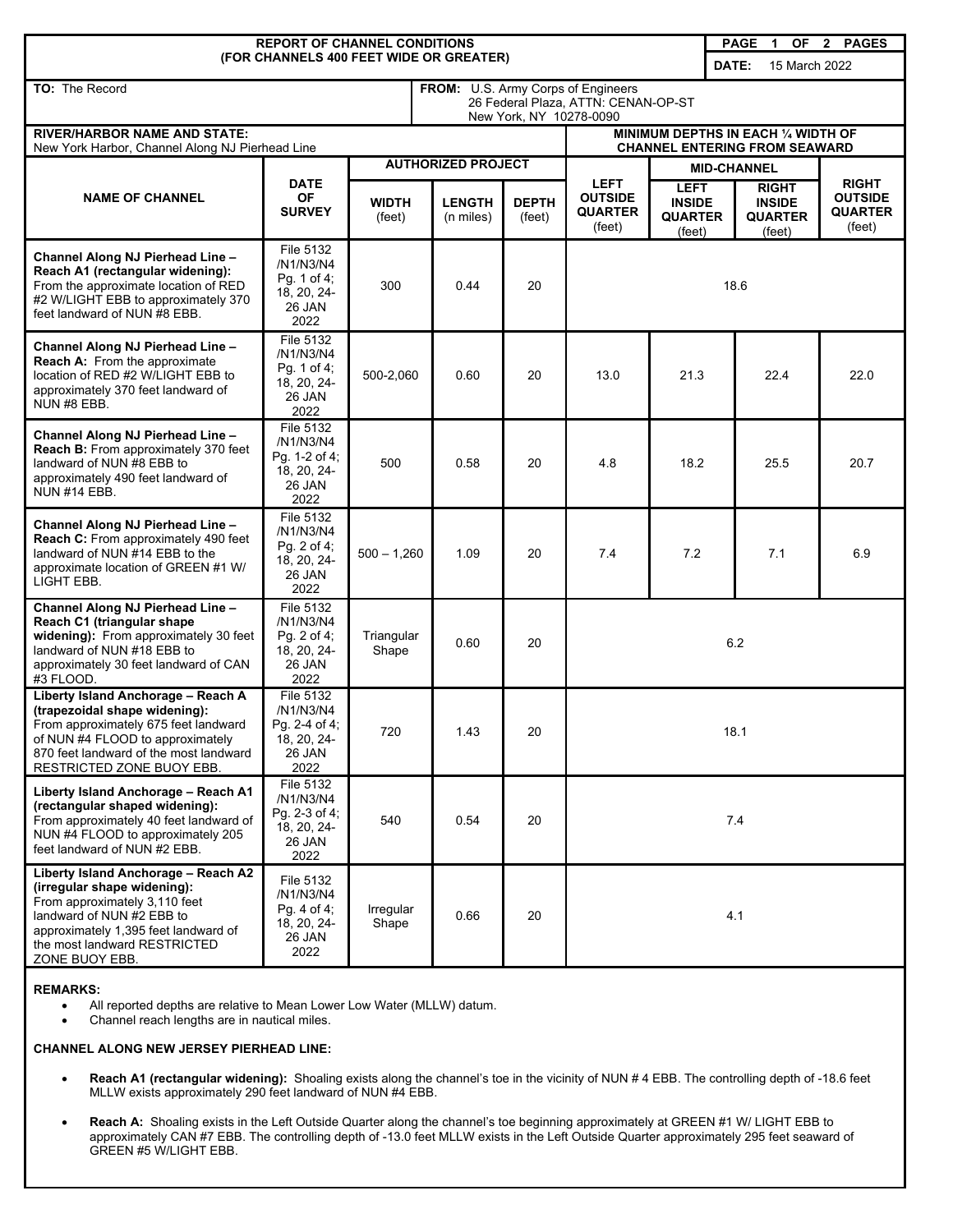**REPORT OF CHANNEL CONDITIONS**
**(FOR CHANNELS 400 FEET WIDE OR GREATER)**

**DATE:** 15 March 2022

**TO:** The Record

**FROM:** U.S. Army Corps of Engineers
26 Federal Plaza, ATTN: CENAN-OP-ST
New York, NY 10278-0090

**RIVER/HARBOR NAME AND STATE:**
New York Harbor, Channel Along NJ Pierhead Line

| NAME OF CHANNEL | DATE OF SURVEY | AUTHORIZED PROJECT | | | MINIMUM DEPTHS IN EACH ¼ WIDTH OF CHANNEL ENTERING FROM SEAWARD | | | |
|---|---|---|---|---|---|---|---|---|
| | | WIDTH (feet) | LENGTH (n miles) | DEPTH (feet) | LEFT OUTSIDE QUARTER (feet) | MID-CHANNEL LEFT INSIDE QUARTER (feet) | MID-CHANNEL RIGHT INSIDE QUARTER (feet) | RIGHT OUTSIDE QUARTER (feet) |
| **Channel Along NJ Pierhead Line – Reach A1 (rectangular widening):** From the approximate location of RED #2 W/LIGHT EBB to approximately 370 feet landward of NUN #8 EBB. | File 5132 /N1/N3/N4 Pg. 1 of 4; 18, 20, 24-26 JAN 2022 | 300 | 0.44 | 20 | 18.6 | | | |
| **Channel Along NJ Pierhead Line – Reach A:** From the approximate location of RED #2 W/LIGHT EBB to approximately 370 feet landward of NUN #8 EBB. | File 5132 /N1/N3/N4 Pg. 1 of 4; 18, 20, 24-26 JAN 2022 | 500-2,060 | 0.60 | 20 | 13.0 | 21.3 | 22.4 | 22.0 |
| **Channel Along NJ Pierhead Line – Reach B:** From approximately 370 feet landward of NUN #8 EBB to approximately 490 feet landward of NUN #14 EBB. | File 5132 /N1/N3/N4 Pg. 1-2 of 4; 18, 20, 24-26 JAN 2022 | 500 | 0.58 | 20 | 4.8 | 18.2 | 25.5 | 20.7 |
| **Channel Along NJ Pierhead Line – Reach C:** From approximately 490 feet landward of NUN #14 EBB to the approximate location of GREEN #1 W/ LIGHT EBB. | File 5132 /N1/N3/N4 Pg. 2 of 4; 18, 20, 24-26 JAN 2022 | 500 – 1,260 | 1.09 | 20 | 7.4 | 7.2 | 7.1 | 6.9 |
| **Channel Along NJ Pierhead Line – Reach C1 (triangular shape widening):** From approximately 30 feet landward of NUN #18 EBB to approximately 30 feet landward of CAN #3 FLOOD. | File 5132 /N1/N3/N4 Pg. 2 of 4; 18, 20, 24-26 JAN 2022 | Triangular Shape | 0.60 | 20 | 6.2 | | | |
| **Liberty Island Anchorage – Reach A (trapezoidal shape widening):** From approximately 675 feet landward of NUN #4 FLOOD to approximately 870 feet landward of the most landward RESTRICTED ZONE BUOY EBB. | File 5132 /N1/N3/N4 Pg. 2-4 of 4; 18, 20, 24-26 JAN 2022 | 720 | 1.43 | 20 | 18.1 | | | |
| **Liberty Island Anchorage – Reach A1 (rectangular shaped widening):** From approximately 40 feet landward of NUN #4 FLOOD to approximately 205 feet landward of NUN #2 EBB. | File 5132 /N1/N3/N4 Pg. 2-3 of 4; 18, 20, 24-26 JAN 2022 | 540 | 0.54 | 20 | 7.4 | | | |
| **Liberty Island Anchorage – Reach A2 (irregular shape widening):** From approximately 3,110 feet landward of NUN #2 EBB to approximately 1,395 feet landward of the most landward RESTRICTED ZONE BUOY EBB. | File 5132 /N1/N3/N4 Pg. 4 of 4; 18, 20, 24-26 JAN 2022 | Irregular Shape | 0.66 | 20 | 4.1 | | | |

**REMARKS:**

- All reported depths are relative to Mean Lower Low Water (MLLW) datum.
- Channel reach lengths are in nautical miles.

**CHANNEL ALONG NEW JERSEY PIERHEAD LINE:**

- **Reach A1 (rectangular widening):** Shoaling exists along the channel's toe in the vicinity of NUN # 4 EBB. The controlling depth of -18.6 feet MLLW exists approximately 290 feet landward of NUN #4 EBB.
- **Reach A:** Shoaling exists in the Left Outside Quarter along the channel's toe beginning approximately at GREEN #1 W/ LIGHT EBB to approximately CAN #7 EBB. The controlling depth of -13.0 feet MLLW exists in the Left Outside Quarter approximately 295 feet seaward of GREEN #5 W/LIGHT EBB.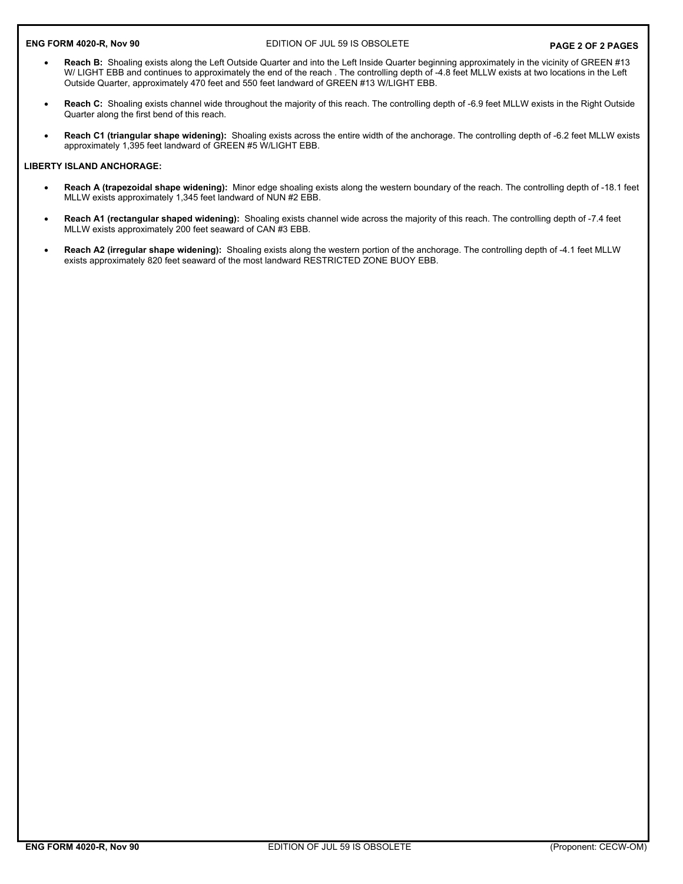- **Reach B:** Shoaling exists along the Left Outside Quarter and into the Left Inside Quarter beginning approximately in the vicinity of GREEN #13 W/ LIGHT EBB and continues to approximately the end of the reach . The controlling depth of -4.8 feet MLLW exists at two locations in the Left Outside Quarter, approximately 470 feet and 550 feet landward of GREEN #13 W/LIGHT EBB.

- **Reach C:** Shoaling exists channel wide throughout the majority of this reach. The controlling depth of -6.9 feet MLLW exists in the Right Outside Quarter along the first bend of this reach.

- **Reach C1 (triangular shape widening):** Shoaling exists across the entire width of the anchorage. The controlling depth of -6.2 feet MLLW exists approximately 1,395 feet landward of GREEN #5 W/LIGHT EBB.

**LIBERTY ISLAND ANCHORAGE:**

- **Reach A (trapezoidal shape widening):** Minor edge shoaling exists along the western boundary of the reach. The controlling depth of -18.1 feet MLLW exists approximately 1,345 feet landward of NUN #2 EBB.

- **Reach A1 (rectangular shaped widening):** Shoaling exists channel wide across the majority of this reach. The controlling depth of -7.4 feet MLLW exists approximately 200 feet seaward of CAN #3 EBB.

- **Reach A2 (irregular shape widening):** Shoaling exists along the western portion of the anchorage. The controlling depth of -4.1 feet MLLW exists approximately 820 feet seaward of the most landward RESTRICTED ZONE BUOY EBB.